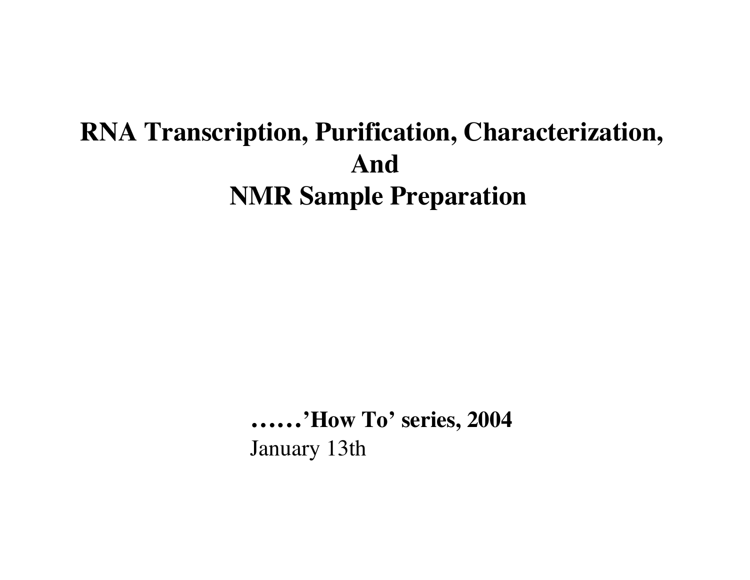# RNA Transcription, Purification, Characterization, And NMR Sample Preparation

**……'How To' series, 2004**

January 13th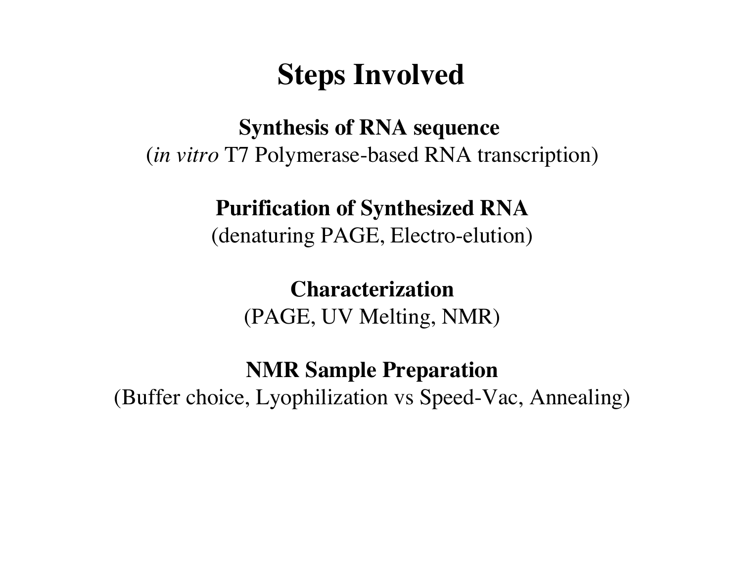# Steps Involved

**Synthesis of RNA sequence**

(*in vitro* T7 Polymerase-based RNA transcription)

**Purification of Synthesized RNA**

(denaturing PAGE, Electro-elution)

**Characterization**

(PAGE, UV Melting, NMR)

**NMR Sample Preparation**

(Buffer choice, Lyophilization vs Speed-Vac, Annealing)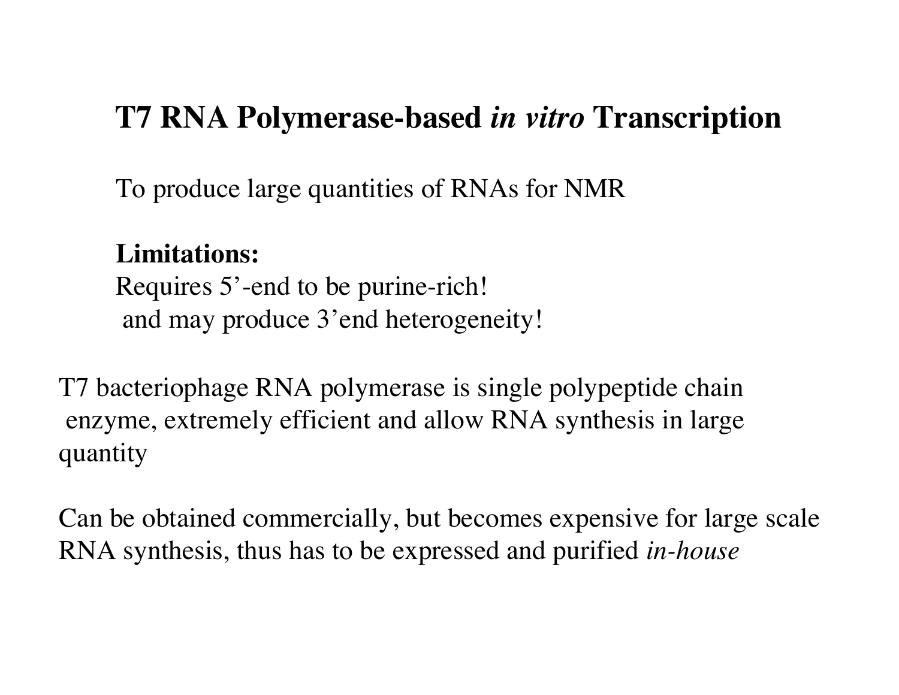# T7 RNA Polymerase-based *in vitro* Transcription

To produce large quantities of RNAs for NMR

**Limitations:**
Requires 5'-end to be purine-rich!
and may produce 3'end heterogeneity!

T7 bacteriophage RNA polymerase is single polypeptide chain enzyme, extremely efficient and allow RNA synthesis in large quantity

Can be obtained commercially, but becomes expensive for large scale RNA synthesis, thus has to be expressed and purified *in-house*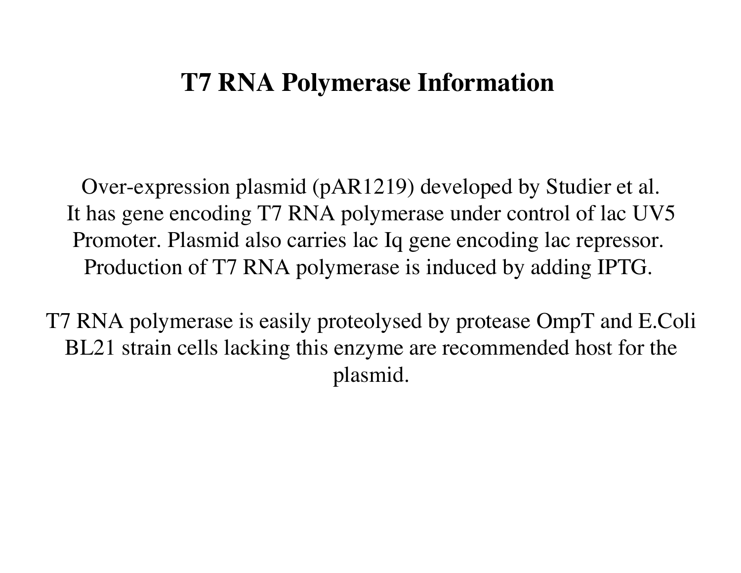# T7 RNA Polymerase Information

Over-expression plasmid (pAR1219) developed by Studier et al.
It has gene encoding T7 RNA polymerase under control of lac UV5 Promoter. Plasmid also carries lac Iq gene encoding lac repressor. Production of T7 RNA polymerase is induced by adding IPTG.

T7 RNA polymerase is easily proteolysed by protease OmpT and E.Coli BL21 strain cells lacking this enzyme are recommended host for the plasmid.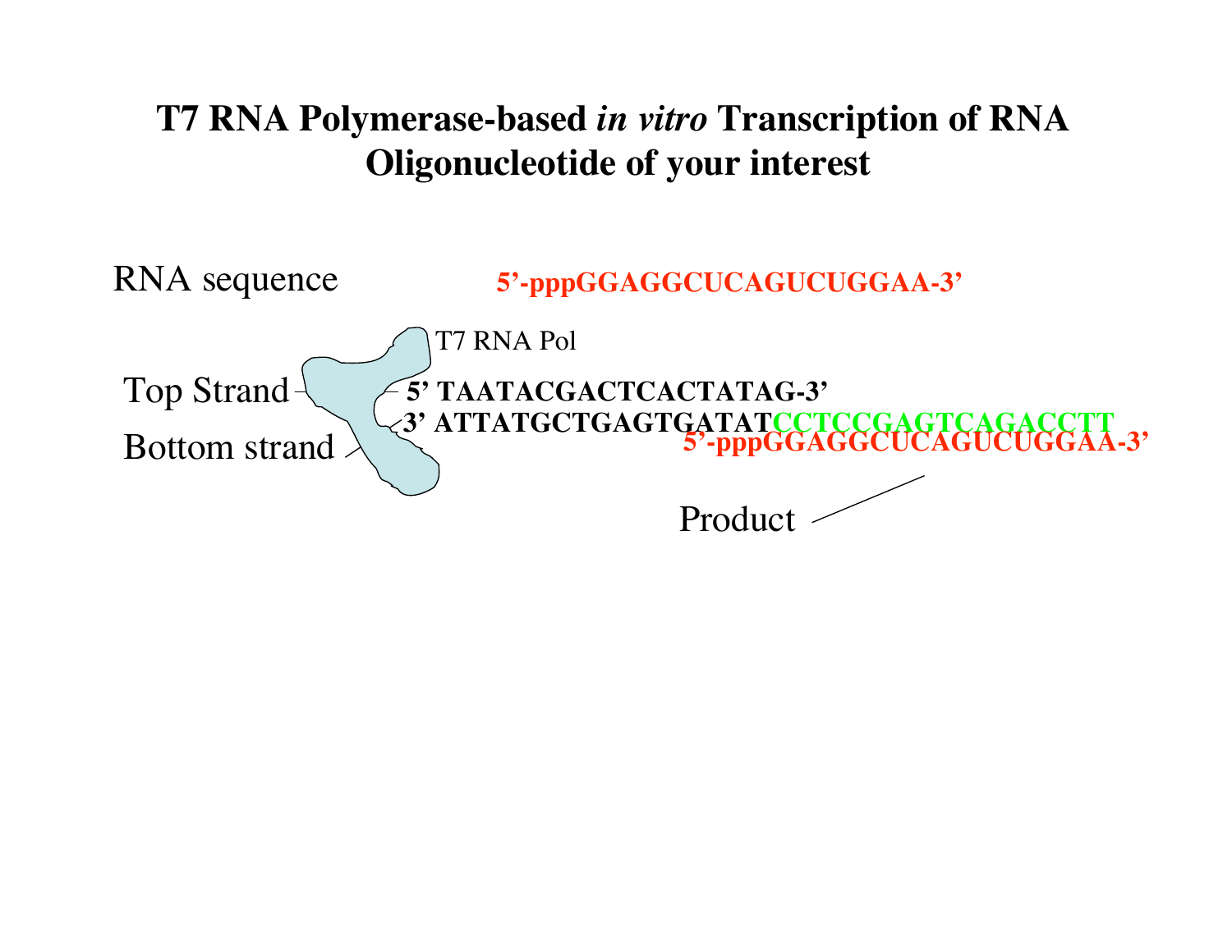# T7 RNA Polymerase-based *in vitro* Transcription of RNA Oligonucleotide of your interest

RNA sequence 5’-pppGGAGGCUCAGUCUGGAA-3’

T7 RNA Pol

Top Strand 5’ TAATACGACTCACTATAG-3’

Bottom strand 3’ ATTATGCTGAGTGATATCCTCCGAGTCAGACCTT

5’-pppGGAGGCUCAGUCUGGAA-3’

Product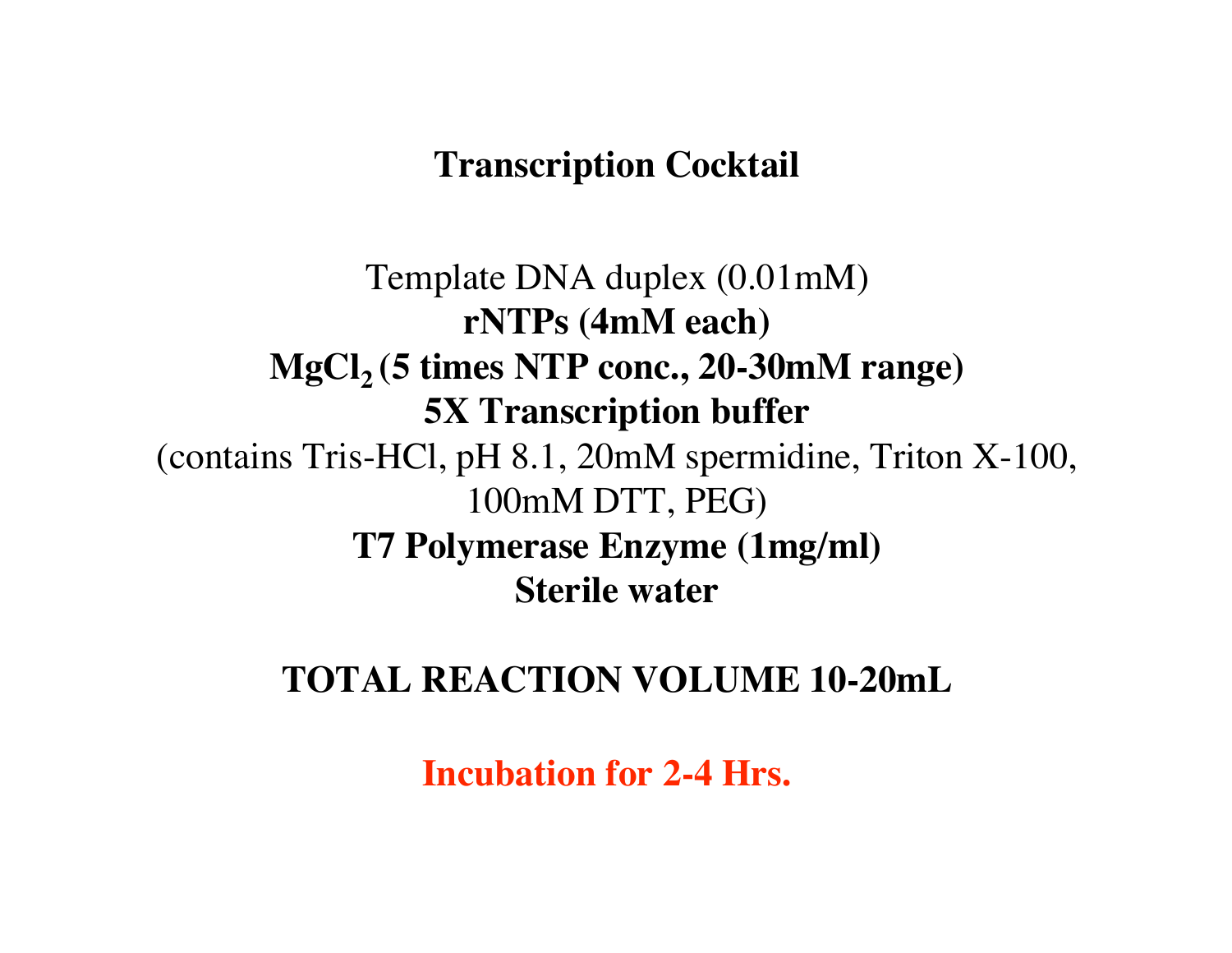# Transcription Cocktail

Template DNA duplex (0.01mM)

**rNTPs (4mM each)**

**$MgCl_2$ (5 times NTP conc., 20-30mM range)**

**5X Transcription buffer**

(contains Tris-HCl, pH 8.1, 20mM spermidine, Triton X-100, 100mM DTT, PEG)

**T7 Polymerase Enzyme (1mg/ml)**

**Sterile water**

**TOTAL REACTION VOLUME 10-20mL**

**Incubation for 2-4 Hrs.**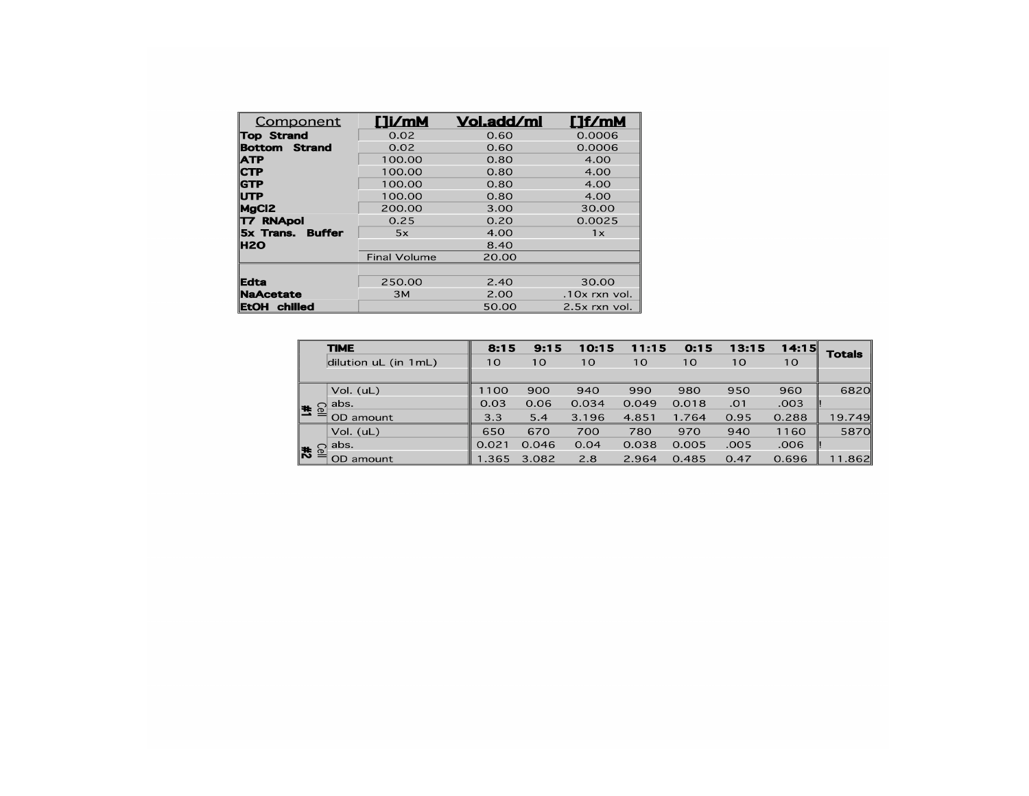| Component | []i/mM | Vol.add/ml | []f/mM |
|---|---|---|---|
| Top Strand | 0.02 | 0.60 | 0.0006 |
| Bottom Strand | 0.02 | 0.60 | 0.0006 |
| ATP | 100.00 | 0.80 | 4.00 |
| CTP | 100.00 | 0.80 | 4.00 |
| GTP | 100.00 | 0.80 | 4.00 |
| UTP | 100.00 | 0.80 | 4.00 |
| $MgCl_2$ | 200.00 | 3.00 | 30.00 |
| T7 RNApol | 0.25 | 0.20 | 0.0025 |
| 5x Trans. Buffer | 5x | 4.00 | 1x |
| $H_2O$ | | 8.40 | |
| | Final Volume | 20.00 | |
| | | | |
| Edta | 250.00 | 2.40 | 30.00 |
| NaAcetate | 3M | 2.00 | .10x rxn vol. |
| EtOH chilled | | 50.00 | 2.5x rxn vol. |

| | TIME | 8:15 | 9:15 | 10:15 | 11:15 | 0:15 | 13:15 | 14:15 | Totals |
|---|---|---|---|---|---|---|---|---|---|
| | dilution uL (in 1mL) | 10 | 10 | 10 | 10 | 10 | 10 | 10 | |
| Cell #1 | Vol. (uL) | 1100 | 900 | 940 | 990 | 980 | 950 | 960 | 6820 |
| | abs. | 0.03 | 0.06 | 0.034 | 0.049 | 0.018 | .01 | .003 | ! |
| | OD amount | 3.3 | 5.4 | 3.196 | 4.851 | 1.764 | 0.95 | 0.288 | 19.749 |
| Cell #2 | Vol. (uL) | 650 | 670 | 700 | 780 | 970 | 940 | 1160 | 5870 |
| | abs. | 0.021 | 0.046 | 0.04 | 0.038 | 0.005 | .005 | .006 | ! |
| | OD amount | 1.365 | 3.082 | 2.8 | 2.964 | 0.485 | 0.47 | 0.696 | 11.862 |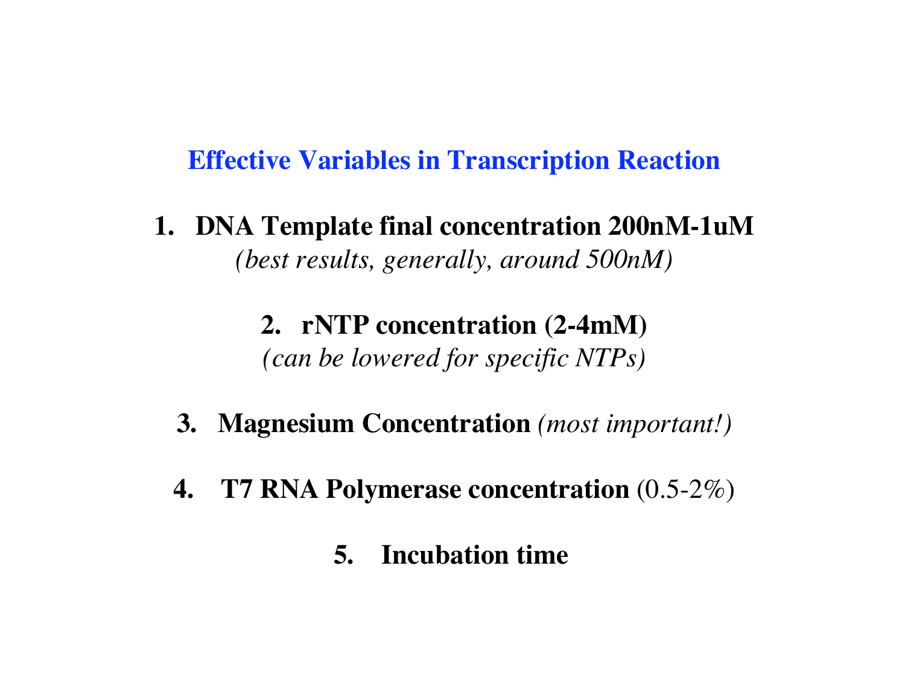## Effective Variables in Transcription Reaction

1. **DNA Template final concentration 200nM-1uM**
   *(best results, generally, around 500nM)*

2. **rNTP concentration (2-4mM)**
   *(can be lowered for specific NTPs)*

3. **Magnesium Concentration** *(most important!)*

4. **T7 RNA Polymerase concentration** (0.5-2%)

5. **Incubation time**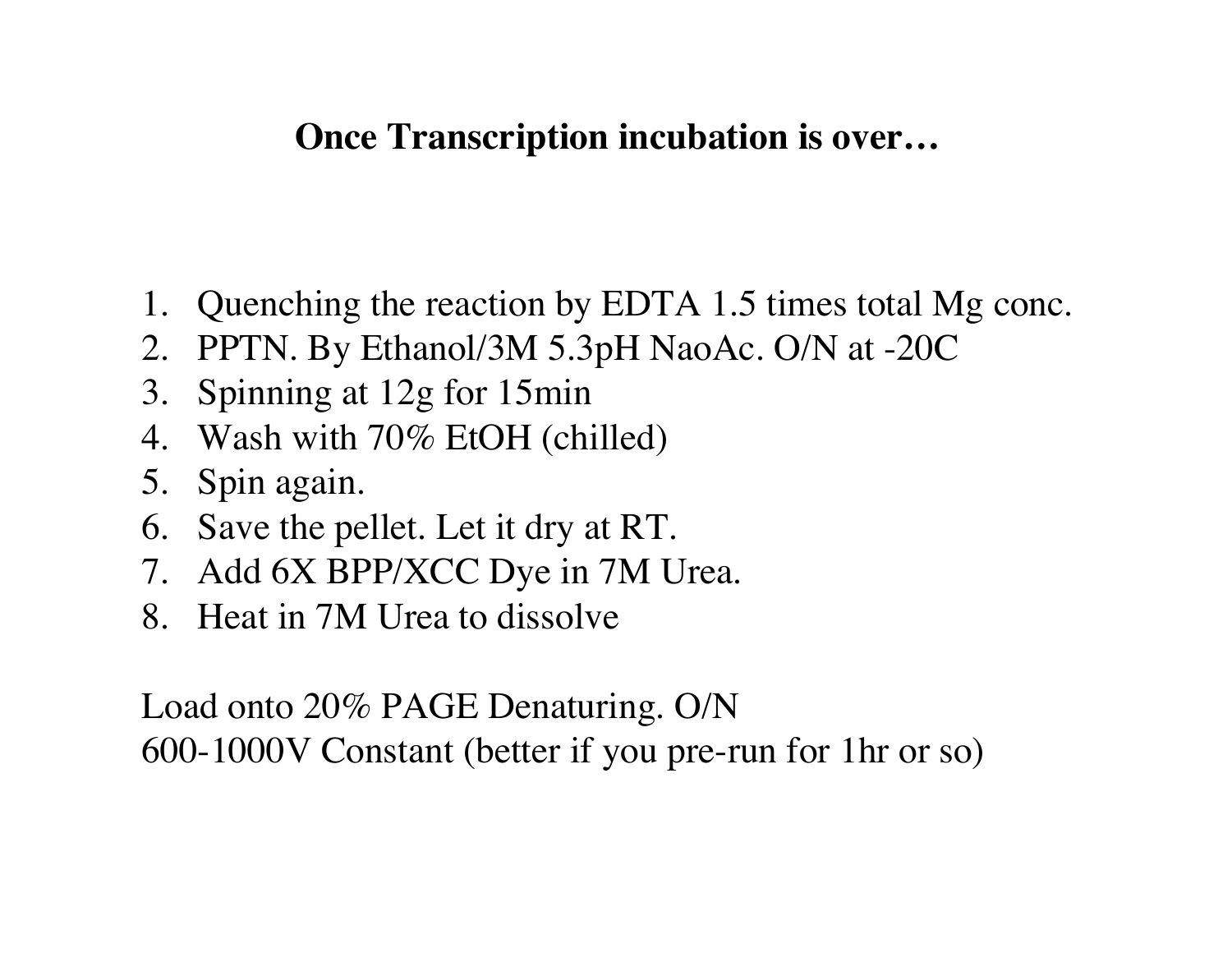# Once Transcription incubation is over…

1. Quenching the reaction by EDTA 1.5 times total Mg conc.
2. PPTN. By Ethanol/3M 5.3pH NaoAc. O/N at -20C
3. Spinning at 12g for 15min
4. Wash with 70% EtOH (chilled)
5. Spin again.
6. Save the pellet. Let it dry at RT.
7. Add 6X BPP/XCC Dye in 7M Urea.
8. Heat in 7M Urea to dissolve

Load onto 20% PAGE Denaturing. O/N
600-1000V Constant (better if you pre-run for 1hr or so)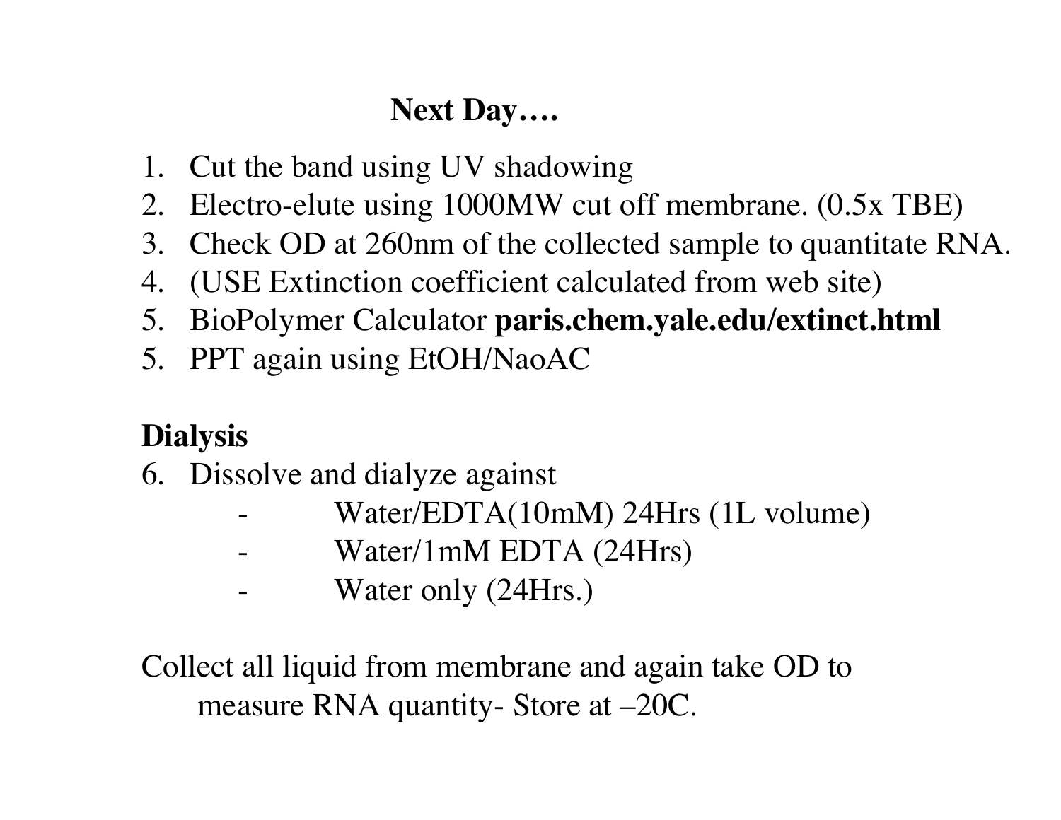**Next Day….**

1. Cut the band using UV shadowing
2. Electro-elute using 1000MW cut off membrane. (0.5x TBE)
3. Check OD at 260nm of the collected sample to quantitate RNA.
4. (USE Extinction coefficient calculated from web site)
5. BioPolymer Calculator **paris.chem.yale.edu/extinct.html**
5. PPT again using EtOH/NaoAC

**Dialysis**

6. Dissolve and dialyze against
   - Water/EDTA(10mM) 24Hrs (1L volume)
   - Water/1mM EDTA (24Hrs)
   - Water only (24Hrs.)

Collect all liquid from membrane and again take OD to measure RNA quantity- Store at –20C.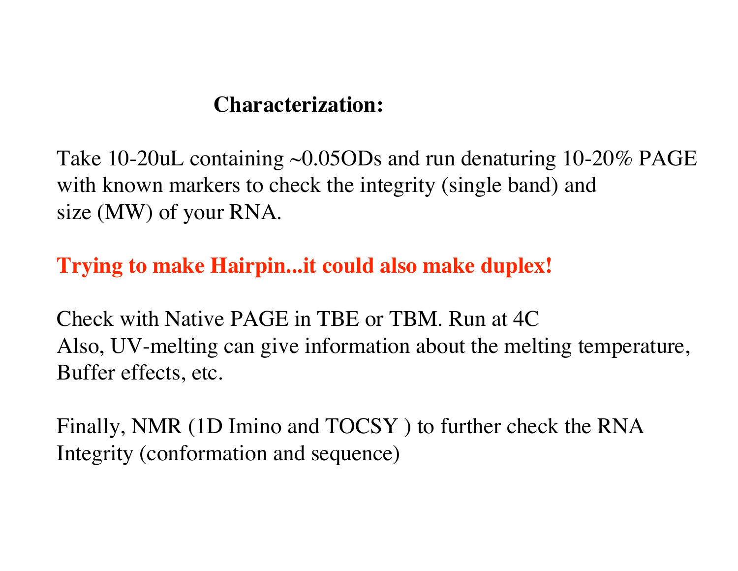## Characterization:

Take 10-20uL containing ~0.05ODs and run denaturing 10-20% PAGE with known markers to check the integrity (single band) and size (MW) of your RNA.

**Trying to make Hairpin...it could also make duplex!**

Check with Native PAGE in TBE or TBM. Run at 4C
Also, UV-melting can give information about the melting temperature, Buffer effects, etc.

Finally, NMR (1D Imino and TOCSY ) to further check the RNA Integrity (conformation and sequence)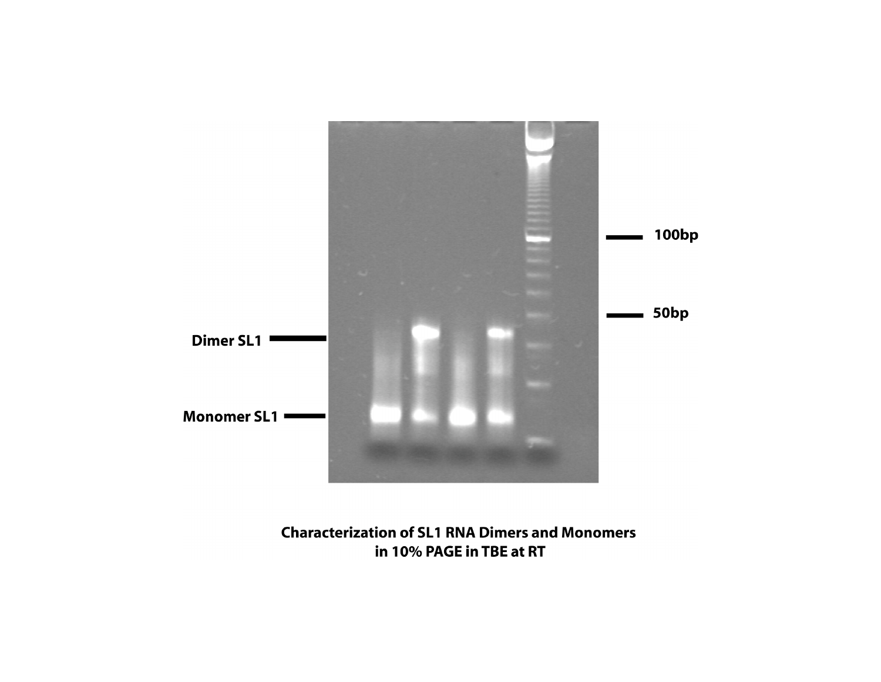Dimer SL1

Monomer SL1

100bp

50bp

**Characterization of SL1 RNA Dimers and Monomers in 10% PAGE in TBE at RT**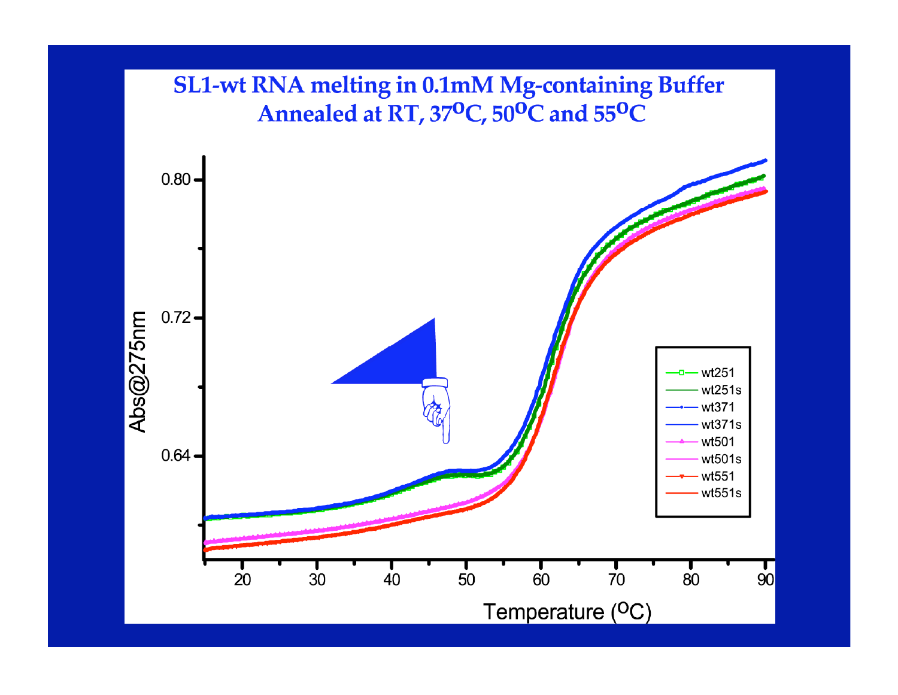# SL1-wt RNA melting in 0.1mM Mg-containing Buffer
## Annealed at RT, 37$^{o}$C, 50$^{o}$C and 55$^{o}$C

Abs@275nm

Temperature ($^{o}$C)

- wt251
- wt251s
- wt371
- wt371s
- wt501
- wt501s
- wt551
- wt551s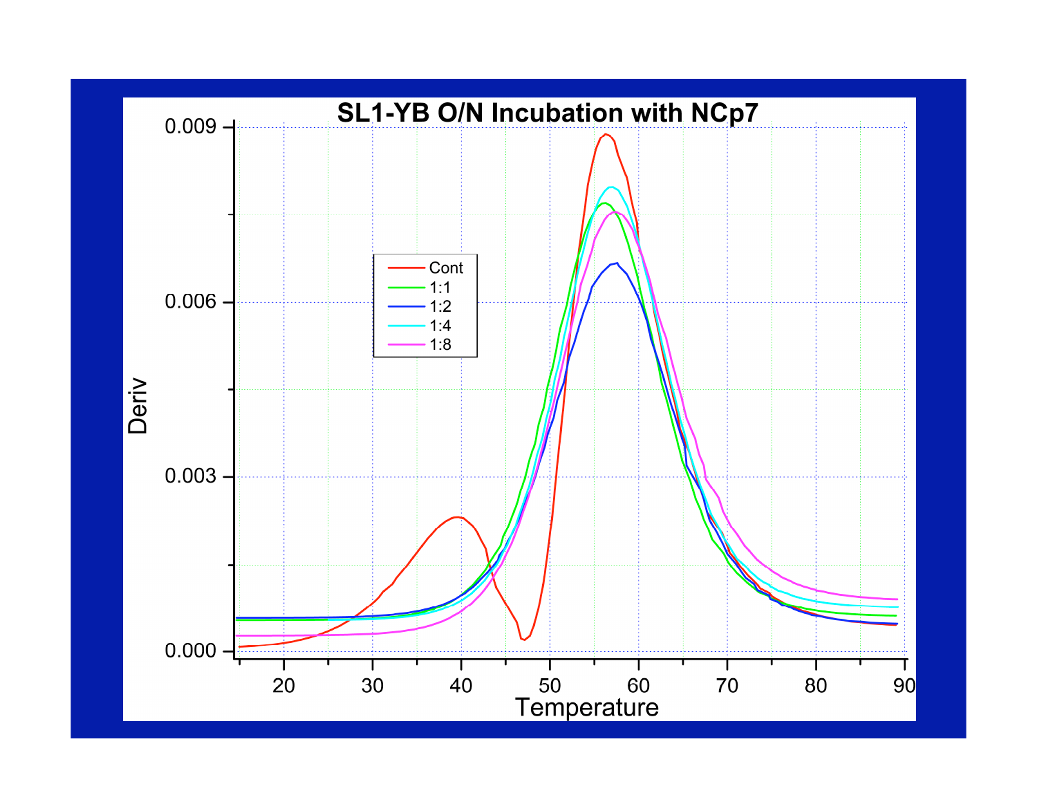# SL1-YB O/N Incubation with NCp7

| Legend |
| --- |
| Cont |
| 1:1 |
| 1:2 |
| 1:4 |
| 1:8 |

Deriv: 0.000, 0.003, 0.006, 0.009

Temperature: 20, 30, 40, 50, 60, 70, 80, 90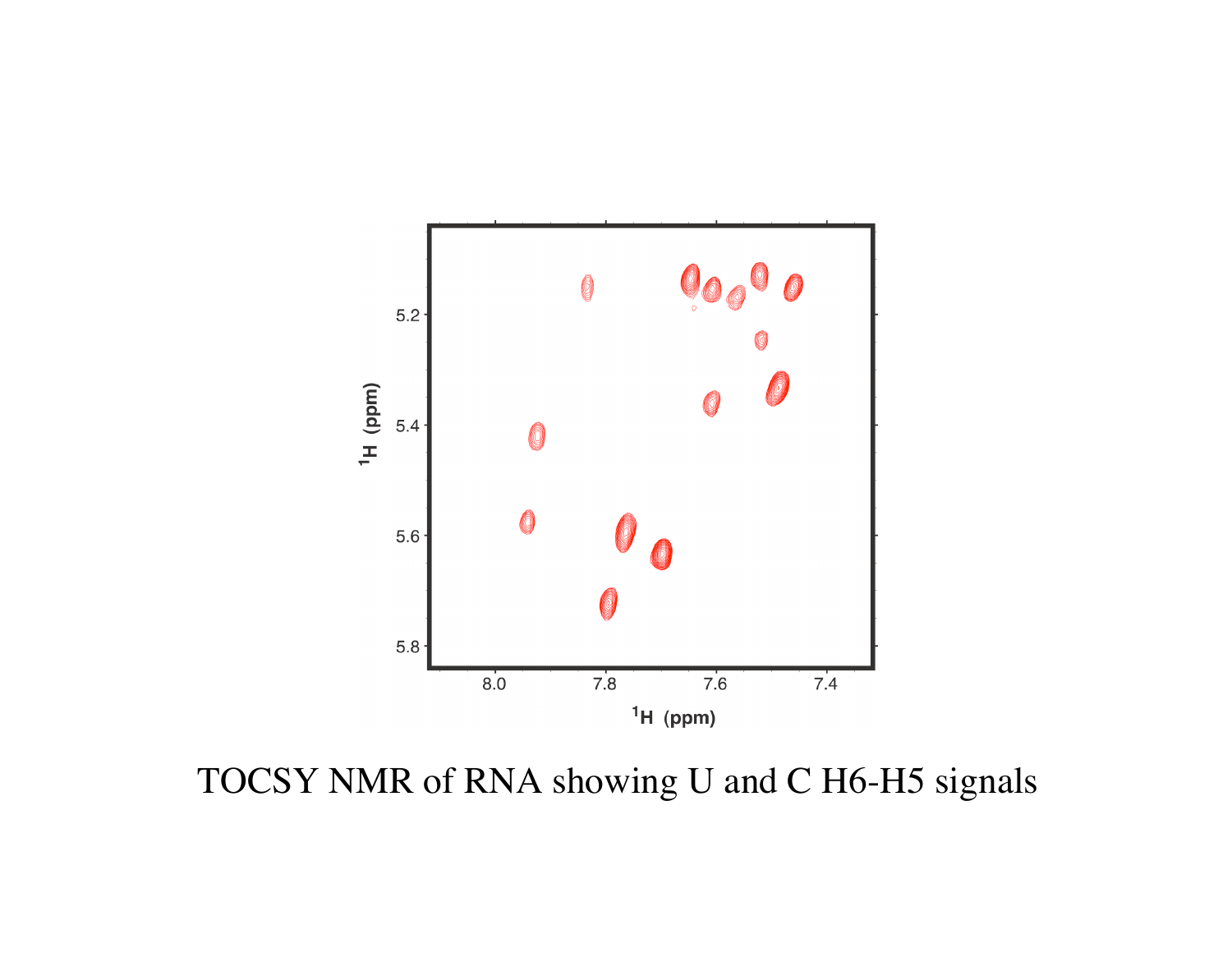TOCSY NMR of RNA showing U and C H6-H5 signals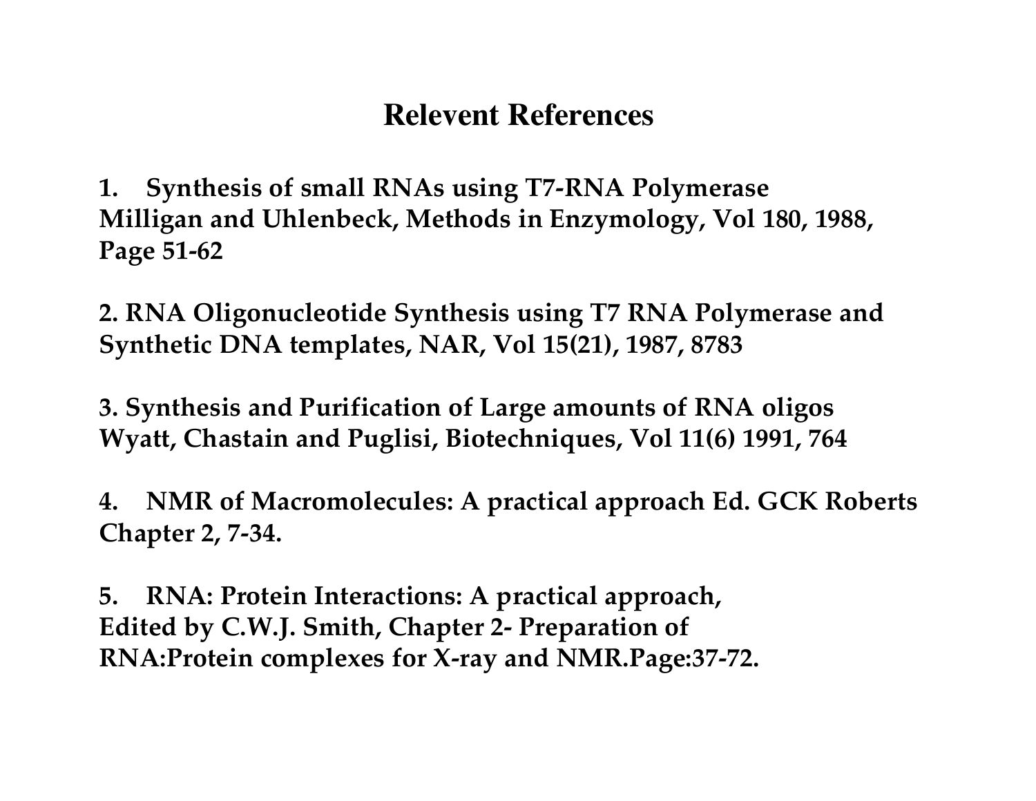# Relevent References

**1. Synthesis of small RNAs using T7-RNA Polymerase**
**Milligan and Uhlenbeck, Methods in Enzymology, Vol 180, 1988, Page 51-62**

**2. RNA Oligonucleotide Synthesis using T7 RNA Polymerase and Synthetic DNA templates, NAR, Vol 15(21), 1987, 8783**

**3. Synthesis and Purification of Large amounts of RNA oligos Wyatt, Chastain and Puglisi, Biotechniques, Vol 11(6) 1991, 764**

**4. NMR of Macromolecules: A practical approach Ed. GCK Roberts Chapter 2, 7-34.**

**5. RNA: Protein Interactions: A practical approach,**
**Edited by C.W.J. Smith, Chapter 2- Preparation of RNA:Protein complexes for X-ray and NMR.Page:37-72.**